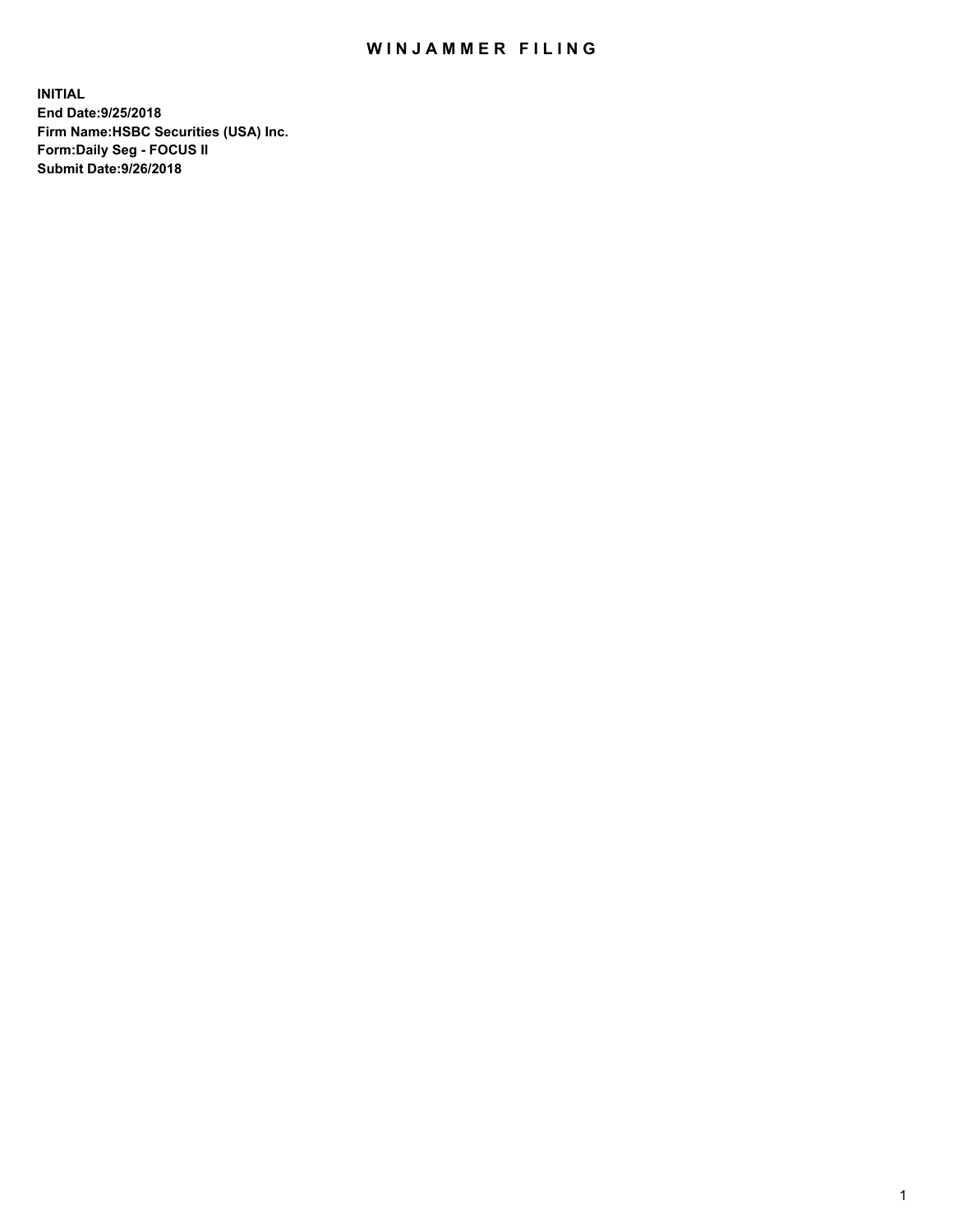# WINJAMMER FILING

**INITIAL**
**End Date:9/25/2018**
**Firm Name:HSBC Securities (USA) Inc.**
**Form:Daily Seg - FOCUS II**
**Submit Date:9/26/2018**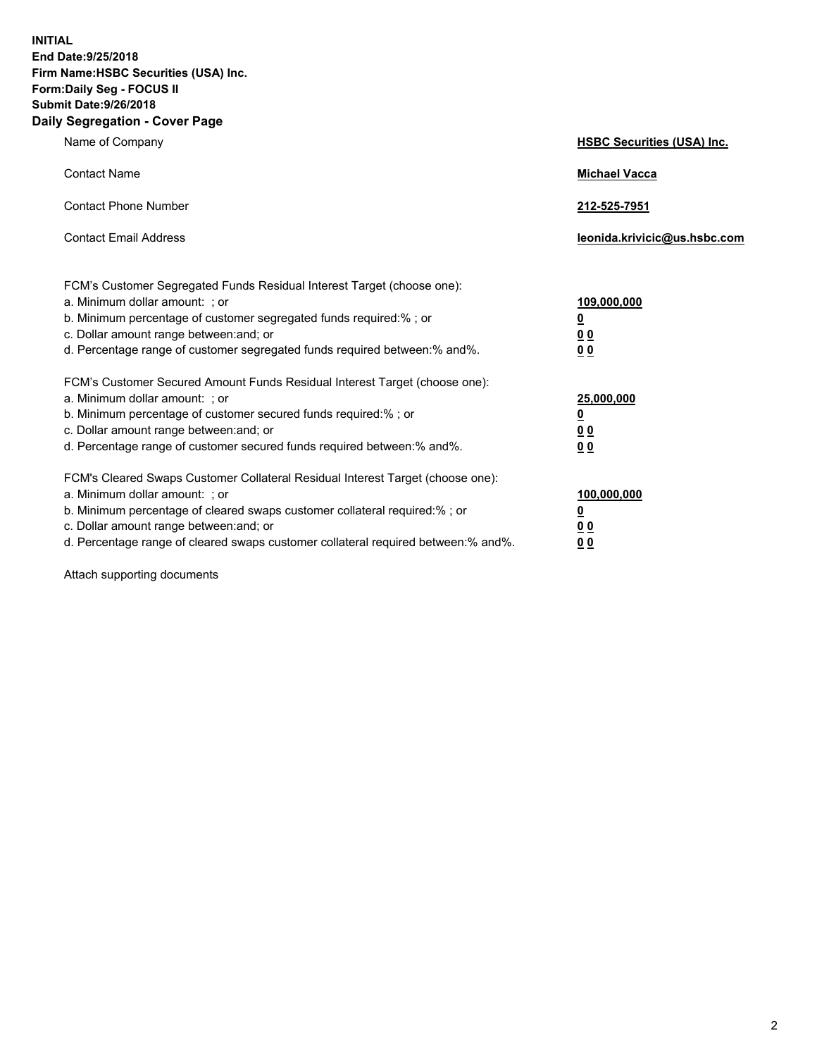**INITIAL**
**End Date:9/25/2018**
**Firm Name:HSBC Securities (USA) Inc.**
**Form:Daily Seg - FOCUS II**
**Submit Date:9/26/2018**

## Daily Segregation - Cover Page

| | |
|---|---|
| Name of Company | **HSBC Securities (USA) Inc.** |
| Contact Name | **Michael Vacca** |
| Contact Phone Number | **212-525-7951** |
| Contact Email Address | **leonida.krivicic@us.hsbc.com** |

| | |
|---|---|
| FCM's Customer Segregated Funds Residual Interest Target (choose one): | |
| a. Minimum dollar amount: ; or | **109,000,000** |
| b. Minimum percentage of customer segregated funds required:% ; or | **0** |
| c. Dollar amount range between:and; or | **0 0** |
| d. Percentage range of customer segregated funds required between:% and%. | **0 0** |
| FCM's Customer Secured Amount Funds Residual Interest Target (choose one): | |
| a. Minimum dollar amount: ; or | **25,000,000** |
| b. Minimum percentage of customer secured funds required:% ; or | **0** |
| c. Dollar amount range between:and; or | **0 0** |
| d. Percentage range of customer secured funds required between:% and%. | **0 0** |
| FCM's Cleared Swaps Customer Collateral Residual Interest Target (choose one): | |
| a. Minimum dollar amount: ; or | **100,000,000** |
| b. Minimum percentage of cleared swaps customer collateral required:% ; or | **0** |
| c. Dollar amount range between:and; or | **0 0** |
| d. Percentage range of cleared swaps customer collateral required between:% and%. | **0 0** |

Attach supporting documents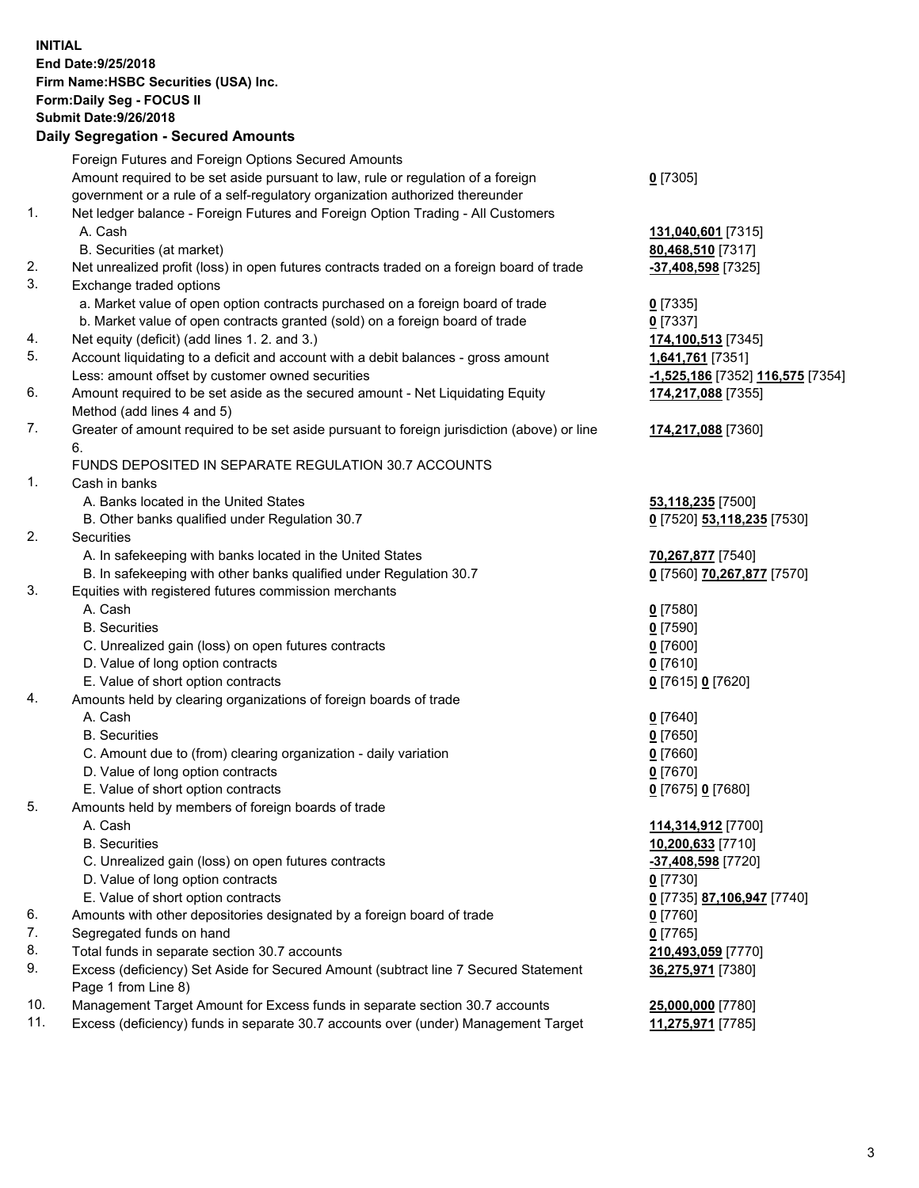**INITIAL**
**End Date:9/25/2018**
**Firm Name:HSBC Securities (USA) Inc.**
**Form:Daily Seg - FOCUS II**
**Submit Date:9/26/2018**

**Daily Segregation - Secured Amounts**

| | | |
|---|---|---|
| | Foreign Futures and Foreign Options Secured Amounts | |
| | Amount required to be set aside pursuant to law, rule or regulation of a foreign government or a rule of a self-regulatory organization authorized thereunder | **0** [7305] |
| 1. | Net ledger balance - Foreign Futures and Foreign Option Trading - All Customers | |
| | A. Cash | **131,040,601** [7315] |
| | B. Securities (at market) | **80,468,510** [7317] |
| 2. | Net unrealized profit (loss) in open futures contracts traded on a foreign board of trade | **-37,408,598** [7325] |
| 3. | Exchange traded options | |
| | a. Market value of open option contracts purchased on a foreign board of trade | **0** [7335] |
| | b. Market value of open contracts granted (sold) on a foreign board of trade | **0** [7337] |
| 4. | Net equity (deficit) (add lines 1. 2. and 3.) | **174,100,513** [7345] |
| 5. | Account liquidating to a deficit and account with a debit balances - gross amount | **1,641,761** [7351] |
| | Less: amount offset by customer owned securities | **-1,525,186** [7352] **116,575** [7354] |
| 6. | Amount required to be set aside as the secured amount - Net Liquidating Equity Method (add lines 4 and 5) | **174,217,088** [7355] |
| 7. | Greater of amount required to be set aside pursuant to foreign jurisdiction (above) or line 6. | **174,217,088** [7360] |
| | FUNDS DEPOSITED IN SEPARATE REGULATION 30.7 ACCOUNTS | |
| 1. | Cash in banks | |
| | A. Banks located in the United States | **53,118,235** [7500] |
| | B. Other banks qualified under Regulation 30.7 | **0** [7520] **53,118,235** [7530] |
| 2. | Securities | |
| | A. In safekeeping with banks located in the United States | **70,267,877** [7540] |
| | B. In safekeeping with other banks qualified under Regulation 30.7 | **0** [7560] **70,267,877** [7570] |
| 3. | Equities with registered futures commission merchants | |
| | A. Cash | **0** [7580] |
| | B. Securities | **0** [7590] |
| | C. Unrealized gain (loss) on open futures contracts | **0** [7600] |
| | D. Value of long option contracts | **0** [7610] |
| | E. Value of short option contracts | **0** [7615] **0** [7620] |
| 4. | Amounts held by clearing organizations of foreign boards of trade | |
| | A. Cash | **0** [7640] |
| | B. Securities | **0** [7650] |
| | C. Amount due to (from) clearing organization - daily variation | **0** [7660] |
| | D. Value of long option contracts | **0** [7670] |
| | E. Value of short option contracts | **0** [7675] **0** [7680] |
| 5. | Amounts held by members of foreign boards of trade | |
| | A. Cash | **114,314,912** [7700] |
| | B. Securities | **10,200,633** [7710] |
| | C. Unrealized gain (loss) on open futures contracts | **-37,408,598** [7720] |
| | D. Value of long option contracts | **0** [7730] |
| | E. Value of short option contracts | **0** [7735] **87,106,947** [7740] |
| 6. | Amounts with other depositories designated by a foreign board of trade | **0** [7760] |
| 7. | Segregated funds on hand | **0** [7765] |
| 8. | Total funds in separate section 30.7 accounts | **210,493,059** [7770] |
| 9. | Excess (deficiency) Set Aside for Secured Amount (subtract line 7 Secured Statement Page 1 from Line 8) | **36,275,971** [7380] |
| 10. | Management Target Amount for Excess funds in separate section 30.7 accounts | **25,000,000** [7780] |
| 11. | Excess (deficiency) funds in separate 30.7 accounts over (under) Management Target | **11,275,971** [7785] |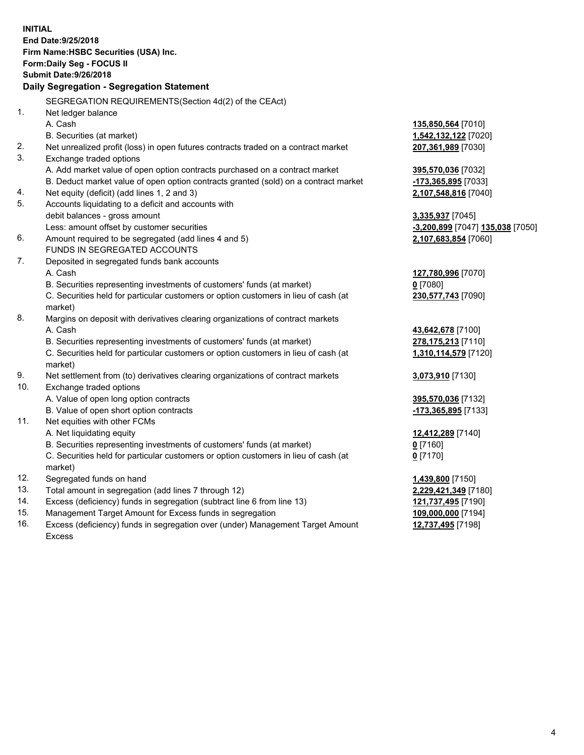**INITIAL**
**End Date:9/25/2018**
**Firm Name:HSBC Securities (USA) Inc.**
**Form:Daily Seg - FOCUS II**
**Submit Date:9/26/2018**

### Daily Segregation - Segregation Statement

| | | |
|---|---|---|
| | SEGREGATION REQUIREMENTS(Section 4d(2) of the CEAct) | |
| 1. | Net ledger balance | |
| | A. Cash | **135,850,564** [7010] |
| | B. Securities (at market) | **1,542,132,122** [7020] |
| 2. | Net unrealized profit (loss) in open futures contracts traded on a contract market | **207,361,989** [7030] |
| 3. | Exchange traded options | |
| | A. Add market value of open option contracts purchased on a contract market | **395,570,036** [7032] |
| | B. Deduct market value of open option contracts granted (sold) on a contract market | **-173,365,895** [7033] |
| 4. | Net equity (deficit) (add lines 1, 2 and 3) | **2,107,548,816** [7040] |
| 5. | Accounts liquidating to a deficit and accounts with debit balances - gross amount | **3,335,937** [7045] |
| | Less: amount offset by customer securities | **-3,200,899** [7047] **135,038** [7050] |
| 6. | Amount required to be segregated (add lines 4 and 5) | **2,107,683,854** [7060] |
| | FUNDS IN SEGREGATED ACCOUNTS | |
| 7. | Deposited in segregated funds bank accounts | |
| | A. Cash | **127,780,996** [7070] |
| | B. Securities representing investments of customers' funds (at market) | **0** [7080] |
| | C. Securities held for particular customers or option customers in lieu of cash (at market) | **230,577,743** [7090] |
| 8. | Margins on deposit with derivatives clearing organizations of contract markets | |
| | A. Cash | **43,642,678** [7100] |
| | B. Securities representing investments of customers' funds (at market) | **278,175,213** [7110] |
| | C. Securities held for particular customers or option customers in lieu of cash (at market) | **1,310,114,579** [7120] |
| 9. | Net settlement from (to) derivatives clearing organizations of contract markets | **3,073,910** [7130] |
| 10. | Exchange traded options | |
| | A. Value of open long option contracts | **395,570,036** [7132] |
| | B. Value of open short option contracts | **-173,365,895** [7133] |
| 11. | Net equities with other FCMs | |
| | A. Net liquidating equity | **12,412,289** [7140] |
| | B. Securities representing investments of customers' funds (at market) | **0** [7160] |
| | C. Securities held for particular customers or option customers in lieu of cash (at market) | **0** [7170] |
| 12. | Segregated funds on hand | **1,439,800** [7150] |
| 13. | Total amount in segregation (add lines 7 through 12) | **2,229,421,349** [7180] |
| 14. | Excess (deficiency) funds in segregation (subtract line 6 from line 13) | **121,737,495** [7190] |
| 15. | Management Target Amount for Excess funds in segregation | **109,000,000** [7194] |
| 16. | Excess (deficiency) funds in segregation over (under) Management Target Amount Excess | **12,737,495** [7198] |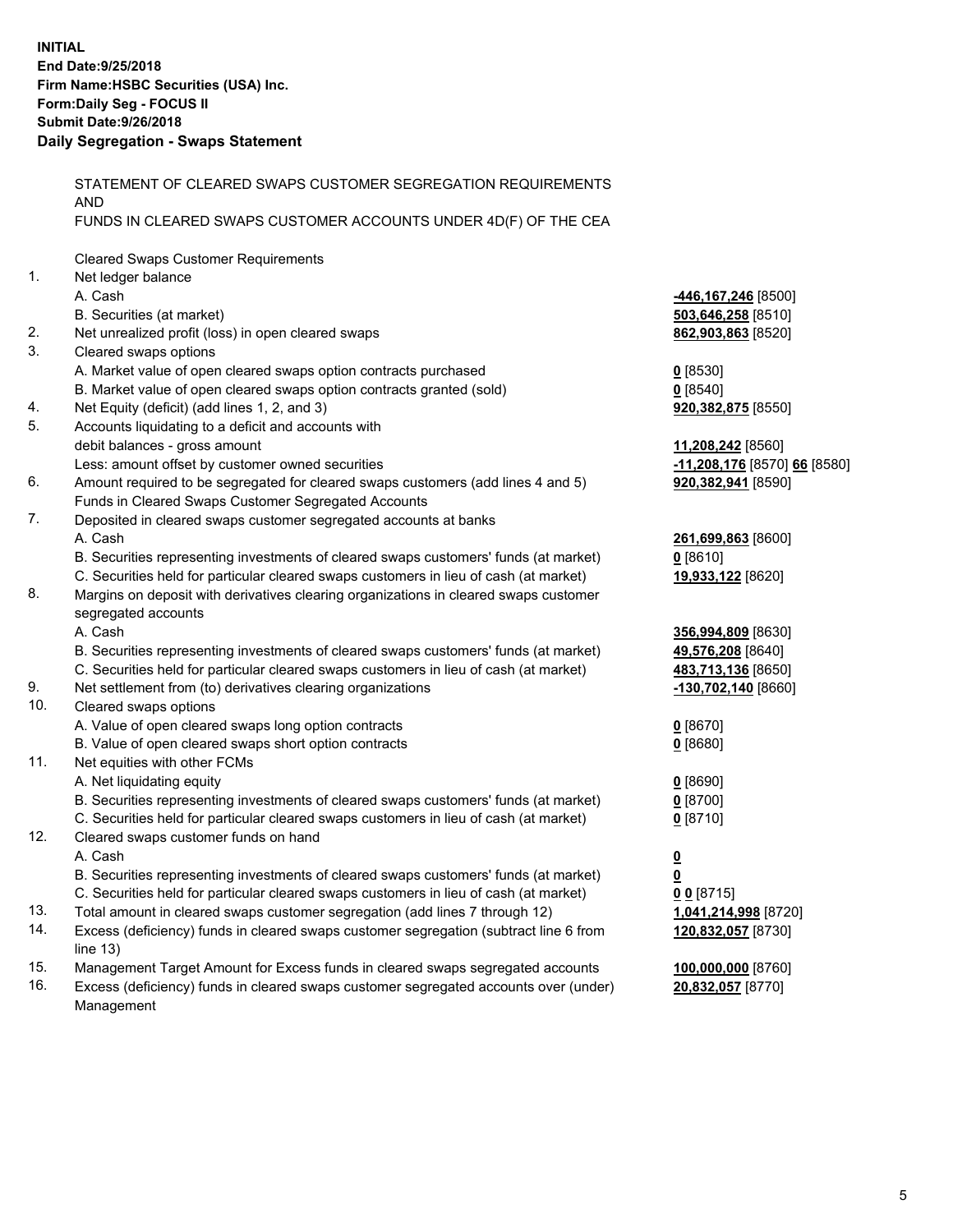**INITIAL**
**End Date:9/25/2018**
**Firm Name:HSBC Securities (USA) Inc.**
**Form:Daily Seg - FOCUS II**
**Submit Date:9/26/2018**
**Daily Segregation - Swaps Statement**

STATEMENT OF CLEARED SWAPS CUSTOMER SEGREGATION REQUIREMENTS AND
FUNDS IN CLEARED SWAPS CUSTOMER ACCOUNTS UNDER 4D(F) OF THE CEA

| | | |
|---|---|---|
| | Cleared Swaps Customer Requirements | |
| 1. | Net ledger balance | |
| | A. Cash | **-446,167,246** [8500] |
| | B. Securities (at market) | **503,646,258** [8510] |
| 2. | Net unrealized profit (loss) in open cleared swaps | **862,903,863** [8520] |
| 3. | Cleared swaps options | |
| | A. Market value of open cleared swaps option contracts purchased | **0** [8530] |
| | B. Market value of open cleared swaps option contracts granted (sold) | **0** [8540] |
| 4. | Net Equity (deficit) (add lines 1, 2, and 3) | **920,382,875** [8550] |
| 5. | Accounts liquidating to a deficit and accounts with | |
| | debit balances - gross amount | **11,208,242** [8560] |
| | Less: amount offset by customer owned securities | **-11,208,176** [8570] **66** [8580] |
| 6. | Amount required to be segregated for cleared swaps customers (add lines 4 and 5) | **920,382,941** [8590] |
| | Funds in Cleared Swaps Customer Segregated Accounts | |
| 7. | Deposited in cleared swaps customer segregated accounts at banks | |
| | A. Cash | **261,699,863** [8600] |
| | B. Securities representing investments of cleared swaps customers' funds (at market) | **0** [8610] |
| | C. Securities held for particular cleared swaps customers in lieu of cash (at market) | **19,933,122** [8620] |
| 8. | Margins on deposit with derivatives clearing organizations in cleared swaps customer segregated accounts | |
| | A. Cash | **356,994,809** [8630] |
| | B. Securities representing investments of cleared swaps customers' funds (at market) | **49,576,208** [8640] |
| | C. Securities held for particular cleared swaps customers in lieu of cash (at market) | **483,713,136** [8650] |
| 9. | Net settlement from (to) derivatives clearing organizations | **-130,702,140** [8660] |
| 10. | Cleared swaps options | |
| | A. Value of open cleared swaps long option contracts | **0** [8670] |
| | B. Value of open cleared swaps short option contracts | **0** [8680] |
| 11. | Net equities with other FCMs | |
| | A. Net liquidating equity | **0** [8690] |
| | B. Securities representing investments of cleared swaps customers' funds (at market) | **0** [8700] |
| | C. Securities held for particular cleared swaps customers in lieu of cash (at market) | **0** [8710] |
| 12. | Cleared swaps customer funds on hand | |
| | A. Cash | **0** |
| | B. Securities representing investments of cleared swaps customers' funds (at market) | **0** |
| | C. Securities held for particular cleared swaps customers in lieu of cash (at market) | **0** **0** [8715] |
| 13. | Total amount in cleared swaps customer segregation (add lines 7 through 12) | **1,041,214,998** [8720] |
| 14. | Excess (deficiency) funds in cleared swaps customer segregation (subtract line 6 from line 13) | **120,832,057** [8730] |
| 15. | Management Target Amount for Excess funds in cleared swaps segregated accounts | **100,000,000** [8760] |
| 16. | Excess (deficiency) funds in cleared swaps customer segregated accounts over (under) Management | **20,832,057** [8770] |